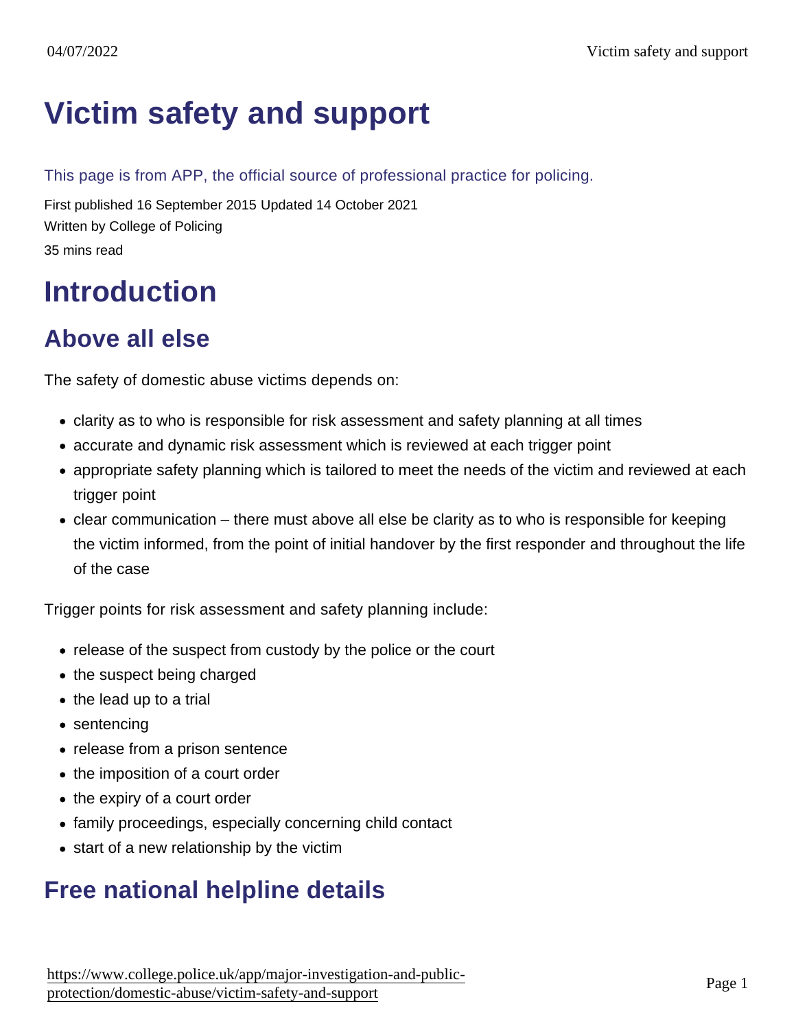# Victim safety and support

This page is from APP, the official source of professional practice for policing.

First published 16 September 2015 Updated 14 October 2021

Written by College of Policing

35 mins read

# Introduction

## Above all else

The safety of domestic abuse victims depends on:

- clarity as to who is responsible for risk assessment and safety planning at all times
- accurate and dynamic risk assessment which is reviewed at each trigger point
- appropriate safety planning which is tailored to meet the needs of the victim and reviewed at each trigger point
- clear communication – there must above all else be clarity as to who is responsible for keeping the victim informed, from the point of initial handover by the first responder and throughout the life of the case

Trigger points for risk assessment and safety planning include:

- release of the suspect from custody by the police or the court
- the suspect being charged
- the lead up to a trial
- sentencing
- release from a prison sentence
- the imposition of a court order
- the expiry of a court order
- family proceedings, especially concerning child contact
- start of a new relationship by the victim

## Free national helpline details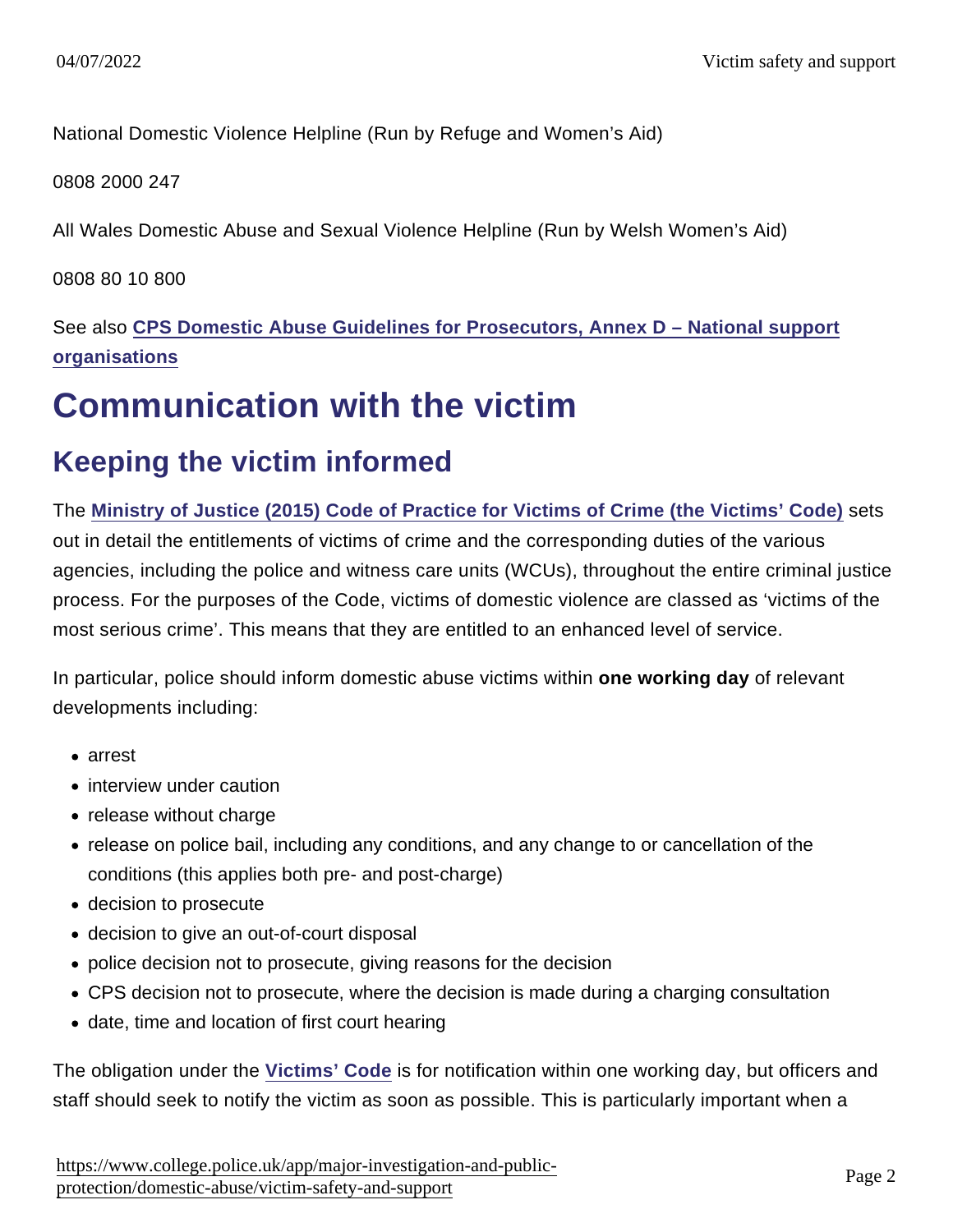National Domestic Violence Helpline (Run by Refuge and Women's Aid)

0808 2000 247

All Wales Domestic Abuse and Sexual Violence Helpline (Run by Welsh Women's Aid)

0808 80 10 800

See also **CPS Domestic Abuse Guidelines for Prosecutors, Annex D – National support organisations**

# Communication with the victim

## Keeping the victim informed

The **Ministry of Justice (2015) Code of Practice for Victims of Crime (the Victims' Code)** sets out in detail the entitlements of victims of crime and the corresponding duties of the various agencies, including the police and witness care units (WCUs), throughout the entire criminal justice process. For the purposes of the Code, victims of domestic violence are classed as 'victims of the most serious crime'. This means that they are entitled to an enhanced level of service.

In particular, police should inform domestic abuse victims within **one working day** of relevant developments including:

- arrest
- interview under caution
- release without charge
- release on police bail, including any conditions, and any change to or cancellation of the conditions (this applies both pre- and post-charge)
- decision to prosecute
- decision to give an out-of-court disposal
- police decision not to prosecute, giving reasons for the decision
- CPS decision not to prosecute, where the decision is made during a charging consultation
- date, time and location of first court hearing

The obligation under the **Victims' Code** is for notification within one working day, but officers and staff should seek to notify the victim as soon as possible. This is particularly important when a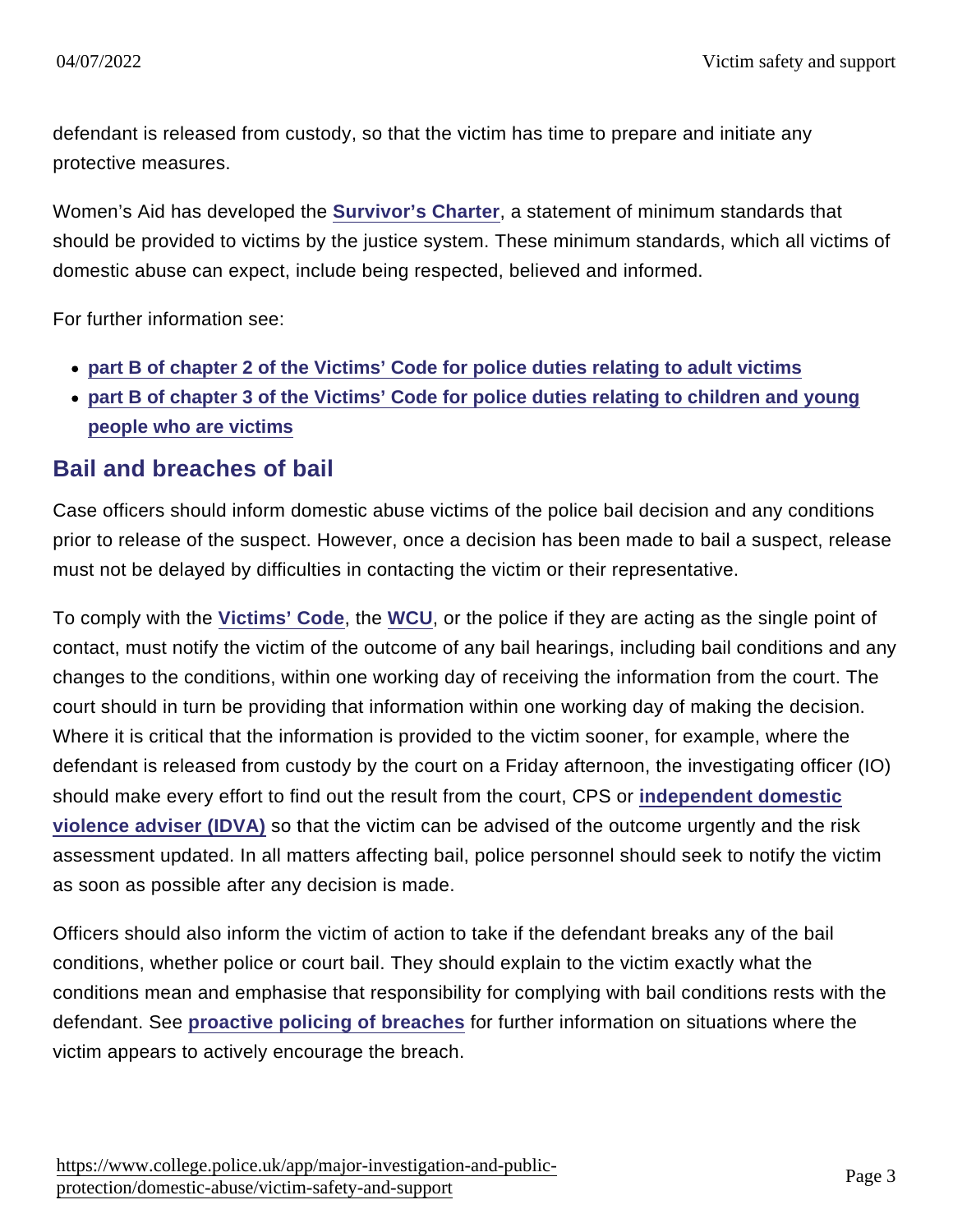defendant is released from custody, so that the victim has time to prepare and initiate any protective measures.

Women's Aid has developed the Survivor's Charter, a statement of minimum standards that should be provided to victims by the justice system. These minimum standards, which all victims of domestic abuse can expect, include being respected, believed and informed.

For further information see:

- part B of chapter 2 of the Victims' Code for police duties relating to adult victims
- part B of chapter 3 of the Victims' Code for police duties relating to children and young people who are victims

## Bail and breaches of bail

Case officers should inform domestic abuse victims of the police bail decision and any conditions prior to release of the suspect. However, once a decision has been made to bail a suspect, release must not be delayed by difficulties in contacting the victim or their representative.

To comply with the Victims' Code, the WCU, or the police if they are acting as the single point of contact, must notify the victim of the outcome of any bail hearings, including bail conditions and any changes to the conditions, within one working day of receiving the information from the court. The court should in turn be providing that information within one working day of making the decision. Where it is critical that the information is provided to the victim sooner, for example, where the defendant is released from custody by the court on a Friday afternoon, the investigating officer (IO) should make every effort to find out the result from the court, CPS or independent domestic violence adviser (IDVA) so that the victim can be advised of the outcome urgently and the risk assessment updated. In all matters affecting bail, police personnel should seek to notify the victim as soon as possible after any decision is made.

Officers should also inform the victim of action to take if the defendant breaks any of the bail conditions, whether police or court bail. They should explain to the victim exactly what the conditions mean and emphasise that responsibility for complying with bail conditions rests with the defendant. See proactive policing of breaches for further information on situations where the victim appears to actively encourage the breach.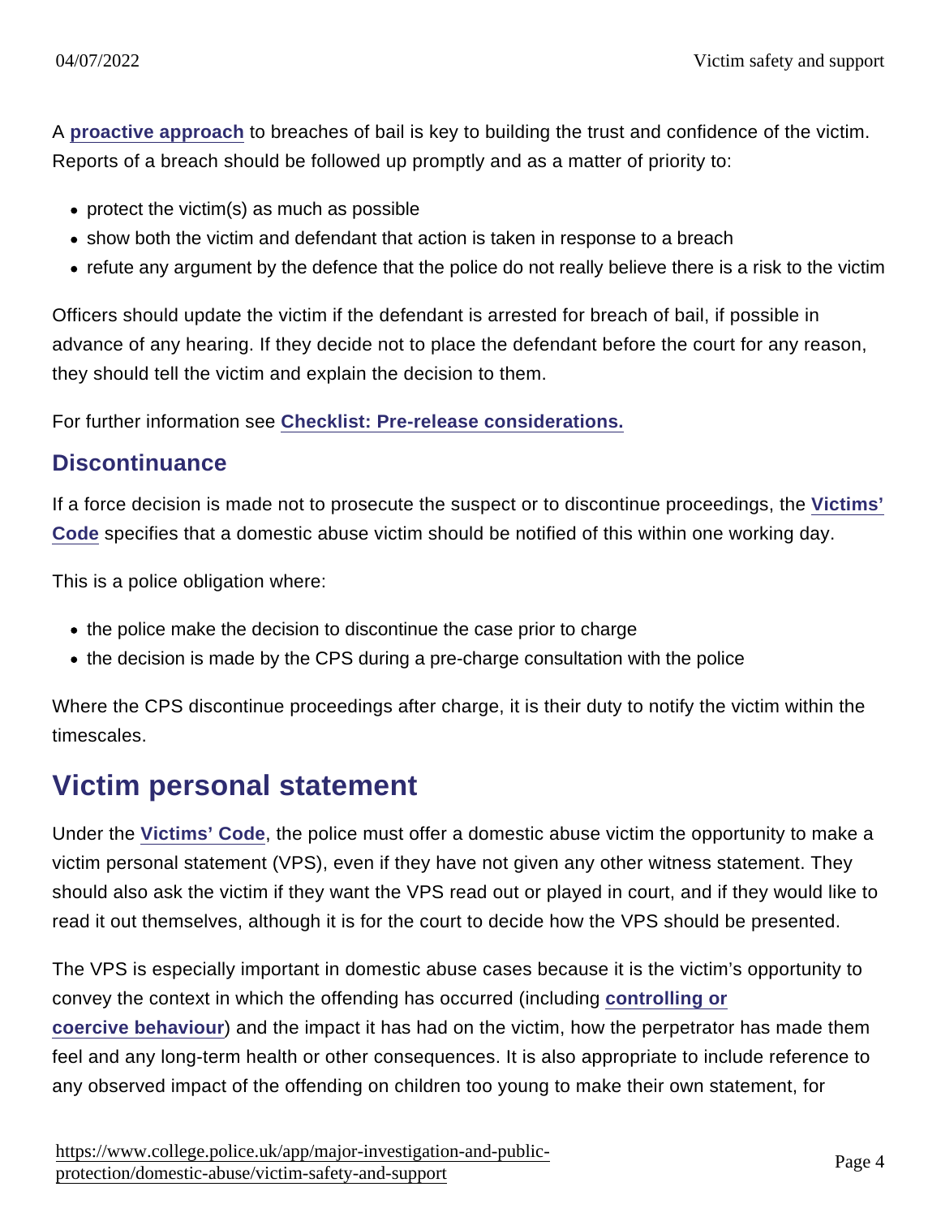A **proactive approach** to breaches of bail is key to building the trust and confidence of the victim. Reports of a breach should be followed up promptly and as a matter of priority to:

- protect the victim(s) as much as possible
- show both the victim and defendant that action is taken in response to a breach
- refute any argument by the defence that the police do not really believe there is a risk to the victim

Officers should update the victim if the defendant is arrested for breach of bail, if possible in advance of any hearing. If they decide not to place the defendant before the court for any reason, they should tell the victim and explain the decision to them.

For further information see **Checklist: Pre-release considerations.**

### Discontinuance

If a force decision is made not to prosecute the suspect or to discontinue proceedings, the **Victims' Code** specifies that a domestic abuse victim should be notified of this within one working day.

This is a police obligation where:

- the police make the decision to discontinue the case prior to charge
- the decision is made by the CPS during a pre-charge consultation with the police

Where the CPS discontinue proceedings after charge, it is their duty to notify the victim within the timescales.

## Victim personal statement

Under the **Victims' Code**, the police must offer a domestic abuse victim the opportunity to make a victim personal statement (VPS), even if they have not given any other witness statement. They should also ask the victim if they want the VPS read out or played in court, and if they would like to read it out themselves, although it is for the court to decide how the VPS should be presented.

The VPS is especially important in domestic abuse cases because it is the victim's opportunity to convey the context in which the offending has occurred (including **controlling or coercive behaviour**) and the impact it has had on the victim, how the perpetrator has made them feel and any long-term health or other consequences. It is also appropriate to include reference to any observed impact of the offending on children too young to make their own statement, for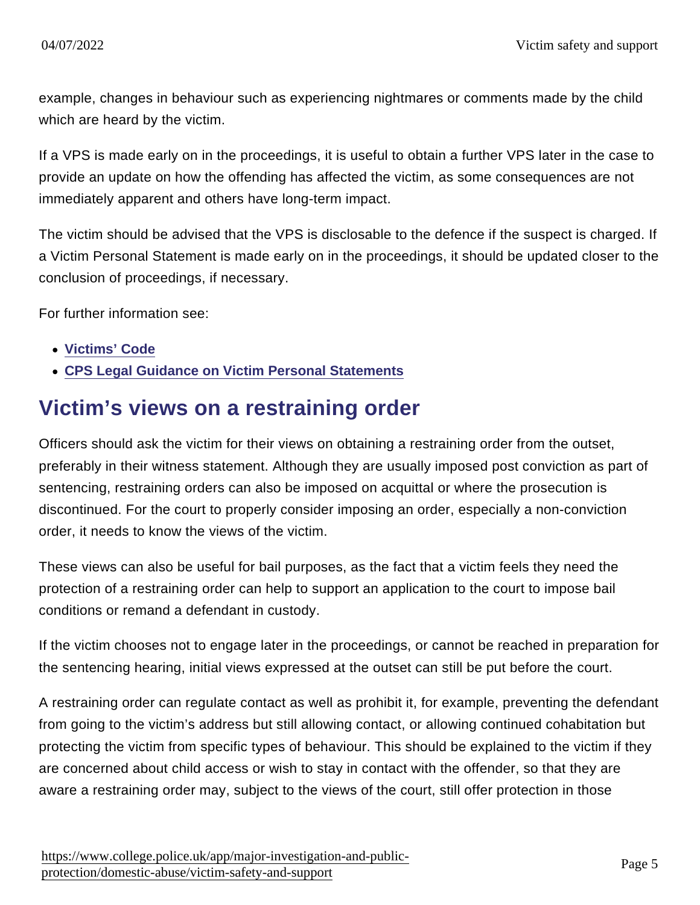example, changes in behaviour such as experiencing nightmares or comments made by the child which are heard by the victim.

If a VPS is made early on in the proceedings, it is useful to obtain a further VPS later in the case to provide an update on how the offending has affected the victim, as some consequences are not immediately apparent and others have long-term impact.

The victim should be advised that the VPS is disclosable to the defence if the suspect is charged. If a Victim Personal Statement is made early on in the proceedings, it should be updated closer to the conclusion of proceedings, if necessary.

For further information see:

- **Victims' Code**
- **CPS Legal Guidance on Victim Personal Statements**

## Victim's views on a restraining order

Officers should ask the victim for their views on obtaining a restraining order from the outset, preferably in their witness statement. Although they are usually imposed post conviction as part of sentencing, restraining orders can also be imposed on acquittal or where the prosecution is discontinued. For the court to properly consider imposing an order, especially a non-conviction order, it needs to know the views of the victim.

These views can also be useful for bail purposes, as the fact that a victim feels they need the protection of a restraining order can help to support an application to the court to impose bail conditions or remand a defendant in custody.

If the victim chooses not to engage later in the proceedings, or cannot be reached in preparation for the sentencing hearing, initial views expressed at the outset can still be put before the court.

A restraining order can regulate contact as well as prohibit it, for example, preventing the defendant from going to the victim's address but still allowing contact, or allowing continued cohabitation but protecting the victim from specific types of behaviour. This should be explained to the victim if they are concerned about child access or wish to stay in contact with the offender, so that they are aware a restraining order may, subject to the views of the court, still offer protection in those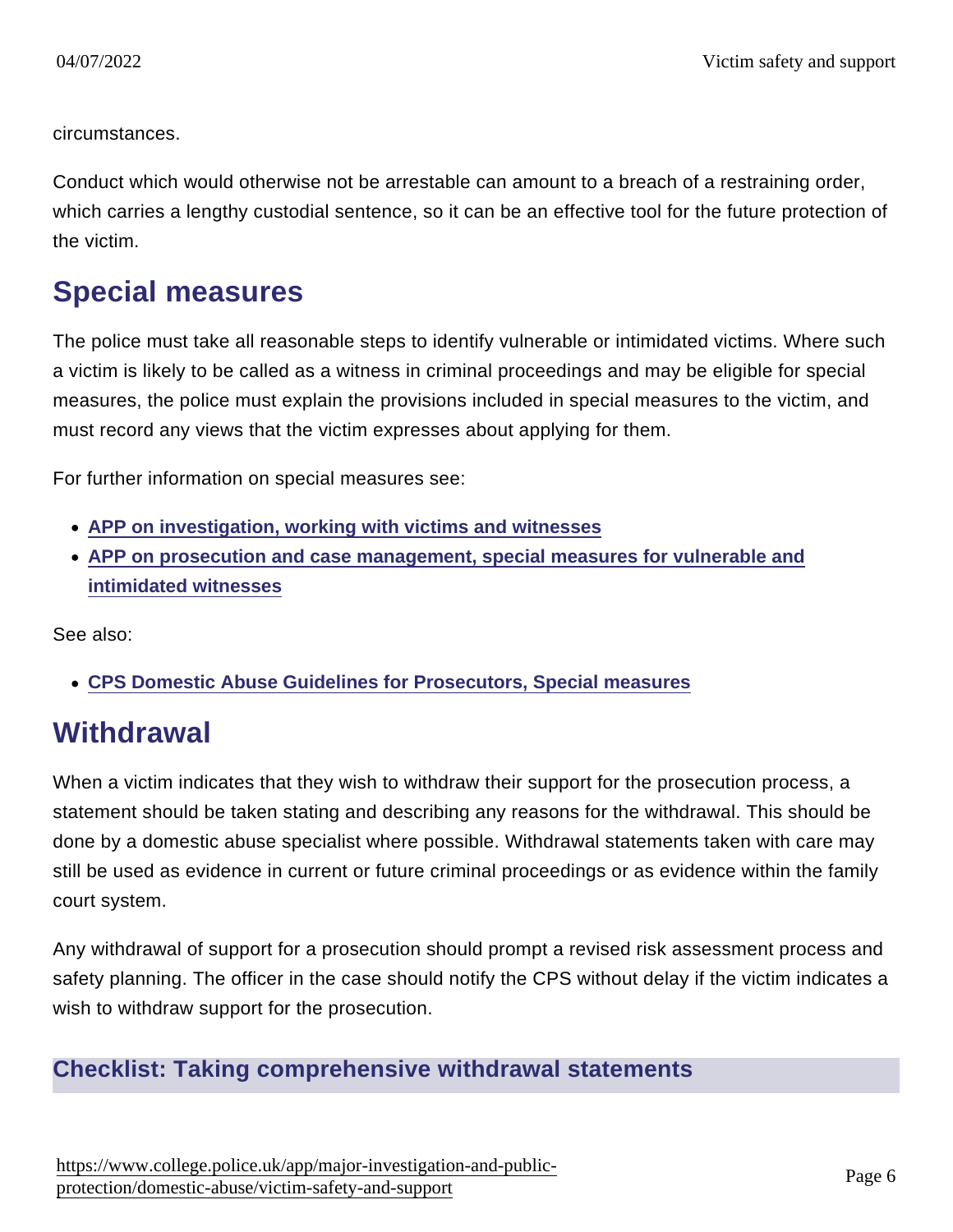circumstances.

Conduct which would otherwise not be arrestable can amount to a breach of a restraining order, which carries a lengthy custodial sentence, so it can be an effective tool for the future protection of the victim.

## Special measures

The police must take all reasonable steps to identify vulnerable or intimidated victims. Where such a victim is likely to be called as a witness in criminal proceedings and may be eligible for special measures, the police must explain the provisions included in special measures to the victim, and must record any views that the victim expresses about applying for them.

For further information on special measures see:

- **APP on investigation, working with victims and witnesses**
- **APP on prosecution and case management, special measures for vulnerable and intimidated witnesses**

See also:

- **CPS Domestic Abuse Guidelines for Prosecutors, Special measures**

## Withdrawal

When a victim indicates that they wish to withdraw their support for the prosecution process, a statement should be taken stating and describing any reasons for the withdrawal. This should be done by a domestic abuse specialist where possible. Withdrawal statements taken with care may still be used as evidence in current or future criminal proceedings or as evidence within the family court system.

Any withdrawal of support for a prosecution should prompt a revised risk assessment process and safety planning. The officer in the case should notify the CPS without delay if the victim indicates a wish to withdraw support for the prosecution.

### Checklist: Taking comprehensive withdrawal statements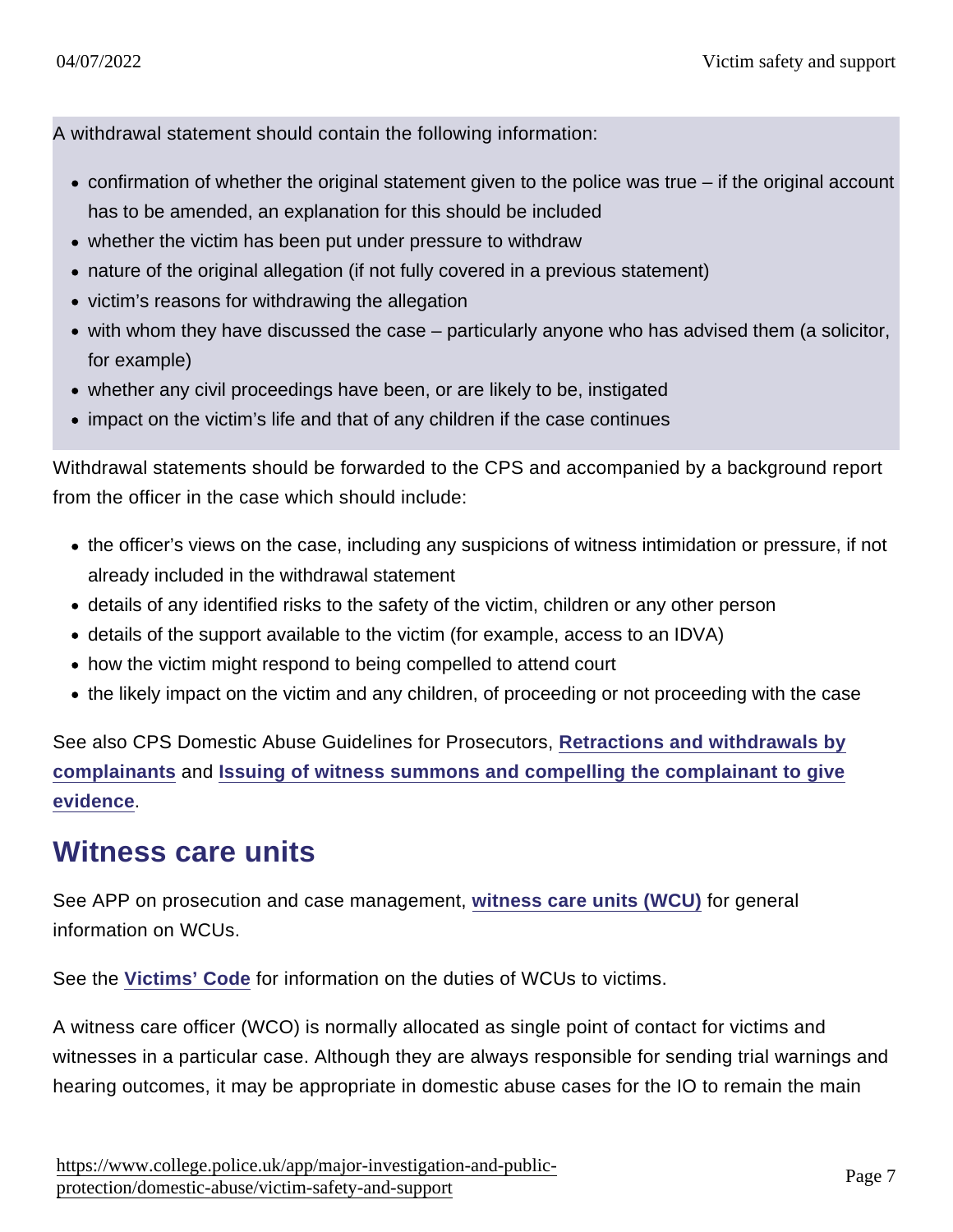A withdrawal statement should contain the following information:

- confirmation of whether the original statement given to the police was true – if the original account has to be amended, an explanation for this should be included
- whether the victim has been put under pressure to withdraw
- nature of the original allegation (if not fully covered in a previous statement)
- victim's reasons for withdrawing the allegation
- with whom they have discussed the case – particularly anyone who has advised them (a solicitor, for example)
- whether any civil proceedings have been, or are likely to be, instigated
- impact on the victim's life and that of any children if the case continues

Withdrawal statements should be forwarded to the CPS and accompanied by a background report from the officer in the case which should include:

- the officer's views on the case, including any suspicions of witness intimidation or pressure, if not already included in the withdrawal statement
- details of any identified risks to the safety of the victim, children or any other person
- details of the support available to the victim (for example, access to an IDVA)
- how the victim might respond to being compelled to attend court
- the likely impact on the victim and any children, of proceeding or not proceeding with the case

See also CPS Domestic Abuse Guidelines for Prosecutors, **Retractions and withdrawals by complainants** and **Issuing of witness summons and compelling the complainant to give evidence**.

## Witness care units

See APP on prosecution and case management, **witness care units (WCU)** for general information on WCUs.

See the **Victims' Code** for information on the duties of WCUs to victims.

A witness care officer (WCO) is normally allocated as single point of contact for victims and witnesses in a particular case. Although they are always responsible for sending trial warnings and hearing outcomes, it may be appropriate in domestic abuse cases for the IO to remain the main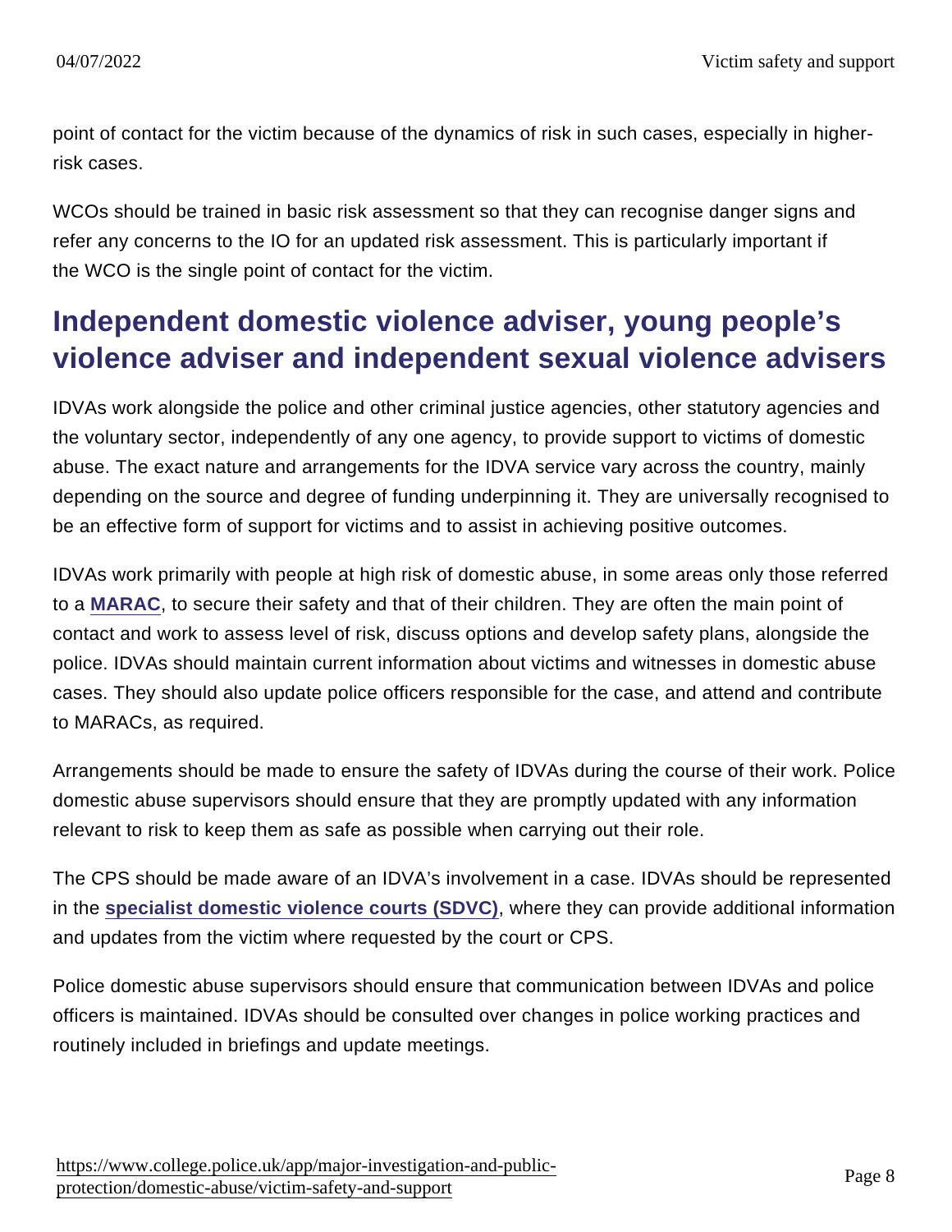point of contact for the victim because of the dynamics of risk in such cases, especially in higher-risk cases.

WCOs should be trained in basic risk assessment so that they can recognise danger signs and refer any concerns to the IO for an updated risk assessment. This is particularly important if the WCO is the single point of contact for the victim.

## Independent domestic violence adviser, young people's violence adviser and independent sexual violence advisers

IDVAs work alongside the police and other criminal justice agencies, other statutory agencies and the voluntary sector, independently of any one agency, to provide support to victims of domestic abuse. The exact nature and arrangements for the IDVA service vary across the country, mainly depending on the source and degree of funding underpinning it. They are universally recognised to be an effective form of support for victims and to assist in achieving positive outcomes.

IDVAs work primarily with people at high risk of domestic abuse, in some areas only those referred to a **MARAC**, to secure their safety and that of their children. They are often the main point of contact and work to assess level of risk, discuss options and develop safety plans, alongside the police. IDVAs should maintain current information about victims and witnesses in domestic abuse cases. They should also update police officers responsible for the case, and attend and contribute to MARACs, as required.

Arrangements should be made to ensure the safety of IDVAs during the course of their work. Police domestic abuse supervisors should ensure that they are promptly updated with any information relevant to risk to keep them as safe as possible when carrying out their role.

The CPS should be made aware of an IDVA's involvement in a case. IDVAs should be represented in the **specialist domestic violence courts (SDVC)**, where they can provide additional information and updates from the victim where requested by the court or CPS.

Police domestic abuse supervisors should ensure that communication between IDVAs and police officers is maintained. IDVAs should be consulted over changes in police working practices and routinely included in briefings and update meetings.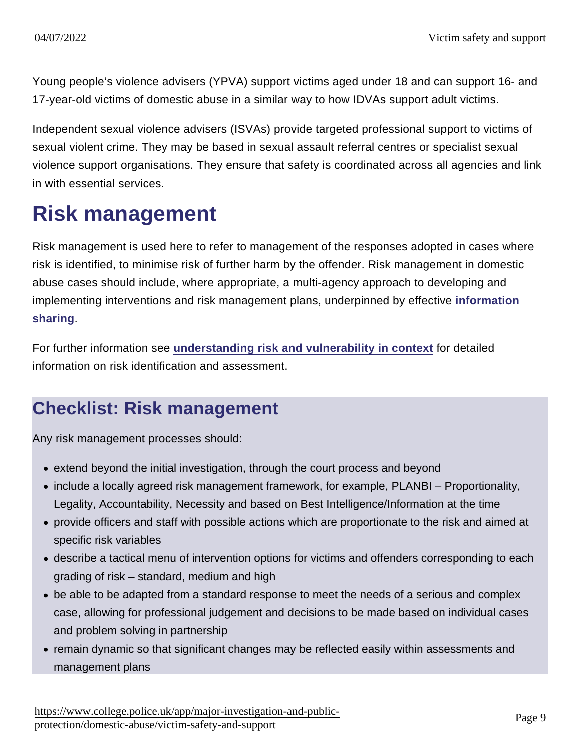Young people's violence advisers (YPVA) support victims aged under 18 and can support 16- and 17-year-old victims of domestic abuse in a similar way to how IDVAs support adult victims.

Independent sexual violence advisers (ISVAs) provide targeted professional support to victims of sexual violent crime. They may be based in sexual assault referral centres or specialist sexual violence support organisations. They ensure that safety is coordinated across all agencies and link in with essential services.

# Risk management

Risk management is used here to refer to management of the responses adopted in cases where risk is identified, to minimise risk of further harm by the offender. Risk management in domestic abuse cases should include, where appropriate, a multi-agency approach to developing and implementing interventions and risk management plans, underpinned by effective **information sharing**.

For further information see **understanding risk and vulnerability in context** for detailed information on risk identification and assessment.

## Checklist: Risk management

Any risk management processes should:

- extend beyond the initial investigation, through the court process and beyond
- include a locally agreed risk management framework, for example, PLANBI – Proportionality, Legality, Accountability, Necessity and based on Best Intelligence/Information at the time
- provide officers and staff with possible actions which are proportionate to the risk and aimed at specific risk variables
- describe a tactical menu of intervention options for victims and offenders corresponding to each grading of risk – standard, medium and high
- be able to be adapted from a standard response to meet the needs of a serious and complex case, allowing for professional judgement and decisions to be made based on individual cases and problem solving in partnership
- remain dynamic so that significant changes may be reflected easily within assessments and management plans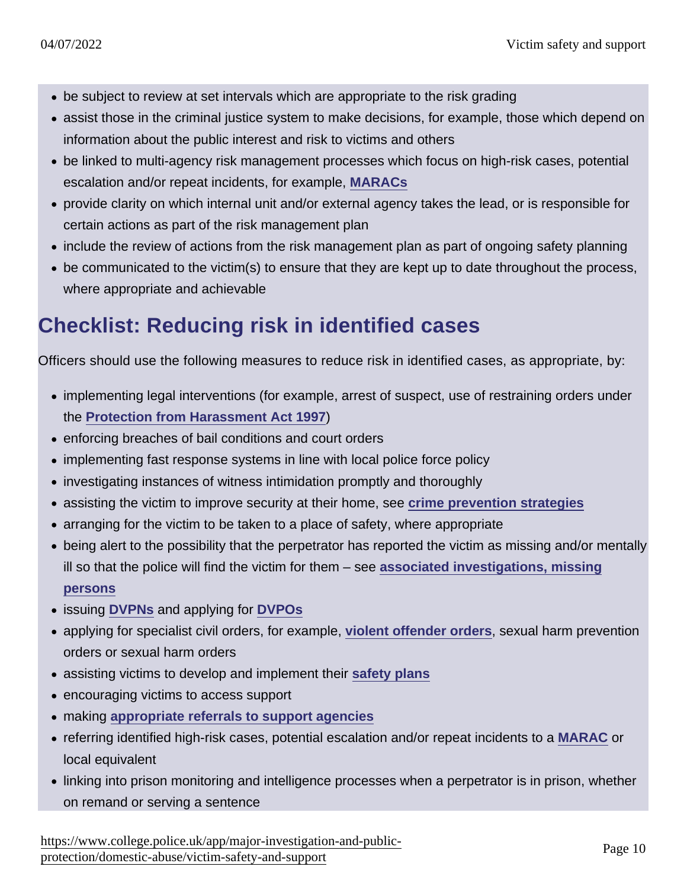- be subject to review at set intervals which are appropriate to the risk grading
- assist those in the criminal justice system to make decisions, for example, those which depend on information about the public interest and risk to victims and others
- be linked to multi-agency risk management processes which focus on high-risk cases, potential escalation and/or repeat incidents, for example, MARACs
- provide clarity on which internal unit and/or external agency takes the lead, or is responsible for certain actions as part of the risk management plan
- include the review of actions from the risk management plan as part of ongoing safety planning
- be communicated to the victim(s) to ensure that they are kept up to date throughout the process, where appropriate and achievable

## Checklist: Reducing risk in identified cases

Officers should use the following measures to reduce risk in identified cases, as appropriate, by:

- implementing legal interventions (for example, arrest of suspect, use of restraining orders under the Protection from Harassment Act 1997)
- enforcing breaches of bail conditions and court orders
- implementing fast response systems in line with local police force policy
- investigating instances of witness intimidation promptly and thoroughly
- assisting the victim to improve security at their home, see crime prevention strategies
- arranging for the victim to be taken to a place of safety, where appropriate
- being alert to the possibility that the perpetrator has reported the victim as missing and/or mentally ill so that the police will find the victim for them – see associated investigations, missing persons
- issuing DVPNs and applying for DVPOs
- applying for specialist civil orders, for example, violent offender orders, sexual harm prevention orders or sexual harm orders
- assisting victims to develop and implement their safety plans
- encouraging victims to access support
- making appropriate referrals to support agencies
- referring identified high-risk cases, potential escalation and/or repeat incidents to a MARAC or local equivalent
- linking into prison monitoring and intelligence processes when a perpetrator is in prison, whether on remand or serving a sentence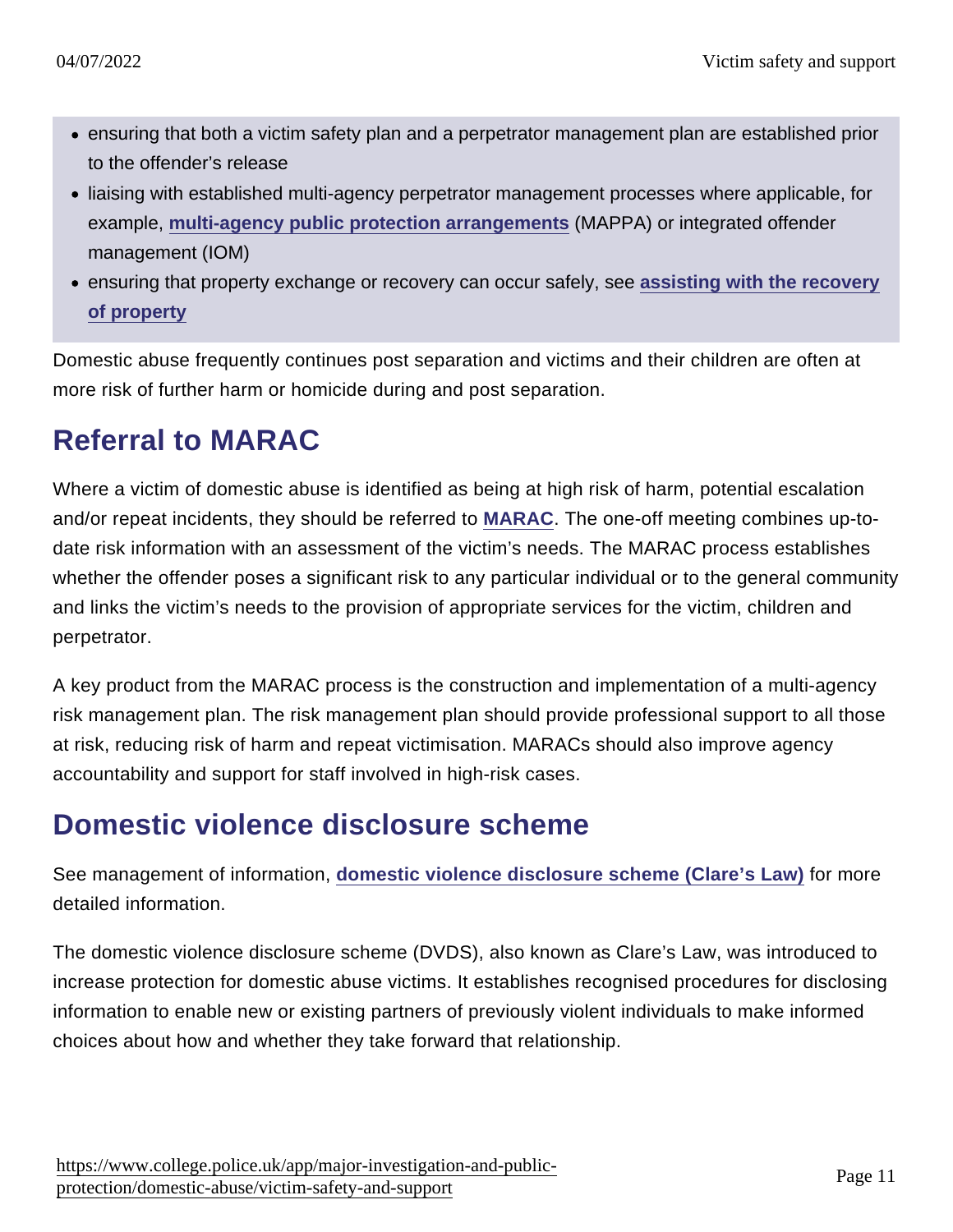- ensuring that both a victim safety plan and a perpetrator management plan are established prior to the offender's release
- liaising with established multi-agency perpetrator management processes where applicable, for example, **multi-agency public protection arrangements** (MAPPA) or integrated offender management (IOM)
- ensuring that property exchange or recovery can occur safely, see **assisting with the recovery of property**

Domestic abuse frequently continues post separation and victims and their children are often at more risk of further harm or homicide during and post separation.

## Referral to MARAC

Where a victim of domestic abuse is identified as being at high risk of harm, potential escalation and/or repeat incidents, they should be referred to **MARAC**. The one-off meeting combines up-to-date risk information with an assessment of the victim's needs. The MARAC process establishes whether the offender poses a significant risk to any particular individual or to the general community and links the victim's needs to the provision of appropriate services for the victim, children and perpetrator.

A key product from the MARAC process is the construction and implementation of a multi-agency risk management plan. The risk management plan should provide professional support to all those at risk, reducing risk of harm and repeat victimisation. MARACs should also improve agency accountability and support for staff involved in high-risk cases.

## Domestic violence disclosure scheme

See management of information, **domestic violence disclosure scheme (Clare's Law)** for more detailed information.

The domestic violence disclosure scheme (DVDS), also known as Clare's Law, was introduced to increase protection for domestic abuse victims. It establishes recognised procedures for disclosing information to enable new or existing partners of previously violent individuals to make informed choices about how and whether they take forward that relationship.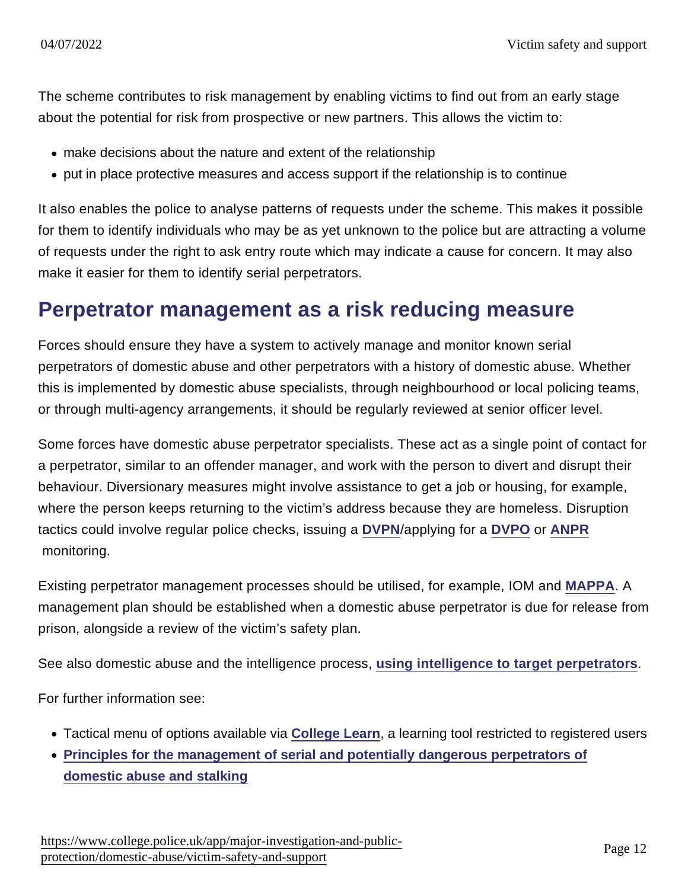The scheme contributes to risk management by enabling victims to find out from an early stage about the potential for risk from prospective or new partners. This allows the victim to:

- make decisions about the nature and extent of the relationship
- put in place protective measures and access support if the relationship is to continue

It also enables the police to analyse patterns of requests under the scheme. This makes it possible for them to identify individuals who may be as yet unknown to the police but are attracting a volume of requests under the right to ask entry route which may indicate a cause for concern. It may also make it easier for them to identify serial perpetrators.

## Perpetrator management as a risk reducing measure

Forces should ensure they have a system to actively manage and monitor known serial perpetrators of domestic abuse and other perpetrators with a history of domestic abuse. Whether this is implemented by domestic abuse specialists, through neighbourhood or local policing teams, or through multi-agency arrangements, it should be regularly reviewed at senior officer level.

Some forces have domestic abuse perpetrator specialists. These act as a single point of contact for a perpetrator, similar to an offender manager, and work with the person to divert and disrupt their behaviour. Diversionary measures might involve assistance to get a job or housing, for example, where the person keeps returning to the victim's address because they are homeless. Disruption tactics could involve regular police checks, issuing a DVPN/applying for a DVPO or ANPR monitoring.

Existing perpetrator management processes should be utilised, for example, IOM and MAPPA. A management plan should be established when a domestic abuse perpetrator is due for release from prison, alongside a review of the victim's safety plan.

See also domestic abuse and the intelligence process, **using intelligence to target perpetrators**.

For further information see:

- Tactical menu of options available via **College Learn**, a learning tool restricted to registered users
- **Principles for the management of serial and potentially dangerous perpetrators of domestic abuse and stalking**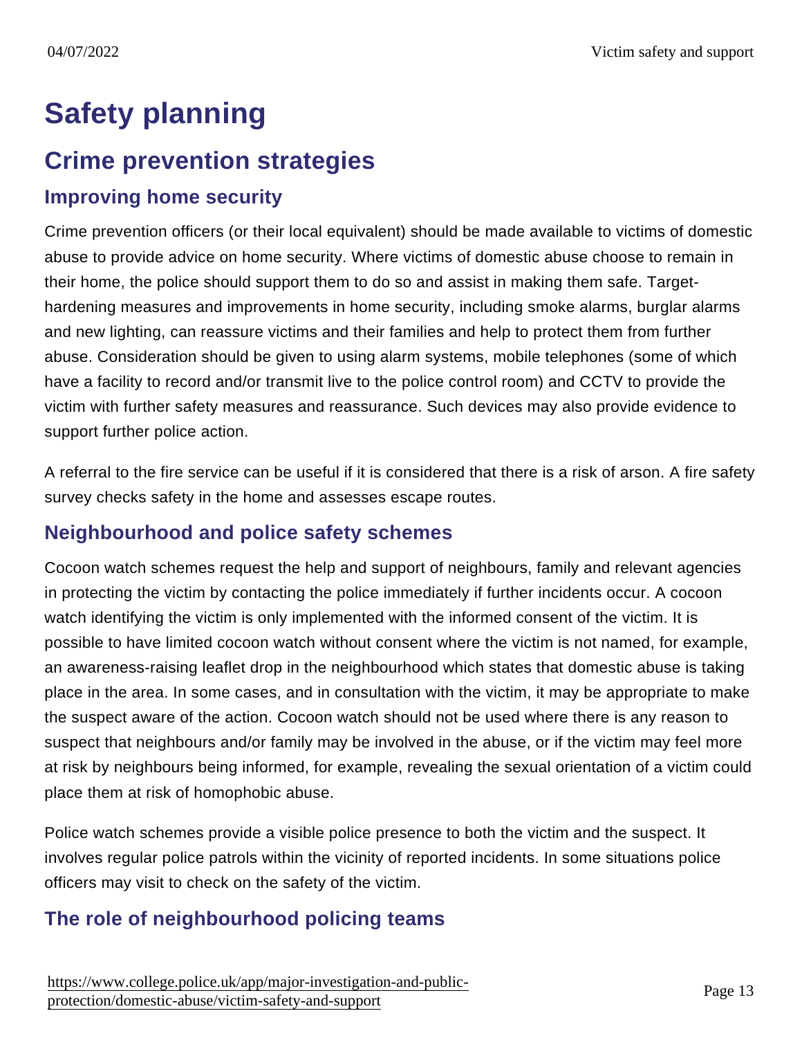# Safety planning

## Crime prevention strategies

### Improving home security

Crime prevention officers (or their local equivalent) should be made available to victims of domestic abuse to provide advice on home security. Where victims of domestic abuse choose to remain in their home, the police should support them to do so and assist in making them safe. Target-hardening measures and improvements in home security, including smoke alarms, burglar alarms and new lighting, can reassure victims and their families and help to protect them from further abuse. Consideration should be given to using alarm systems, mobile telephones (some of which have a facility to record and/or transmit live to the police control room) and CCTV to provide the victim with further safety measures and reassurance. Such devices may also provide evidence to support further police action.

A referral to the fire service can be useful if it is considered that there is a risk of arson. A fire safety survey checks safety in the home and assesses escape routes.

### Neighbourhood and police safety schemes

Cocoon watch schemes request the help and support of neighbours, family and relevant agencies in protecting the victim by contacting the police immediately if further incidents occur. A cocoon watch identifying the victim is only implemented with the informed consent of the victim. It is possible to have limited cocoon watch without consent where the victim is not named, for example, an awareness-raising leaflet drop in the neighbourhood which states that domestic abuse is taking place in the area. In some cases, and in consultation with the victim, it may be appropriate to make the suspect aware of the action. Cocoon watch should not be used where there is any reason to suspect that neighbours and/or family may be involved in the abuse, or if the victim may feel more at risk by neighbours being informed, for example, revealing the sexual orientation of a victim could place them at risk of homophobic abuse.

Police watch schemes provide a visible police presence to both the victim and the suspect. It involves regular police patrols within the vicinity of reported incidents. In some situations police officers may visit to check on the safety of the victim.

### The role of neighbourhood policing teams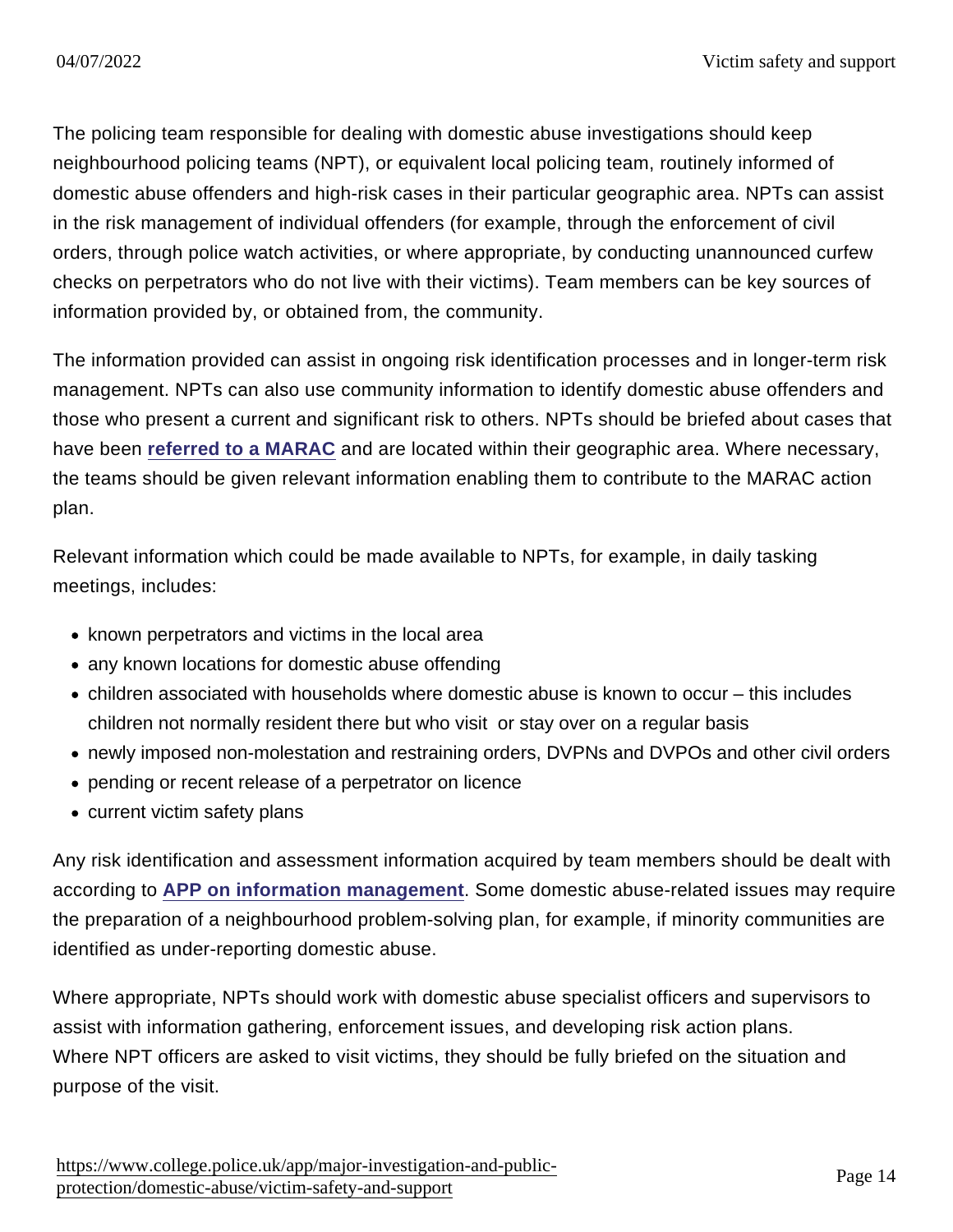The policing team responsible for dealing with domestic abuse investigations should keep neighbourhood policing teams (NPT), or equivalent local policing team, routinely informed of domestic abuse offenders and high-risk cases in their particular geographic area. NPTs can assist in the risk management of individual offenders (for example, through the enforcement of civil orders, through police watch activities, or where appropriate, by conducting unannounced curfew checks on perpetrators who do not live with their victims). Team members can be key sources of information provided by, or obtained from, the community.

The information provided can assist in ongoing risk identification processes and in longer-term risk management. NPTs can also use community information to identify domestic abuse offenders and those who present a current and significant risk to others. NPTs should be briefed about cases that have been **referred to a MARAC** and are located within their geographic area. Where necessary, the teams should be given relevant information enabling them to contribute to the MARAC action plan.

Relevant information which could be made available to NPTs, for example, in daily tasking meetings, includes:

- known perpetrators and victims in the local area
- any known locations for domestic abuse offending
- children associated with households where domestic abuse is known to occur – this includes children not normally resident there but who visit or stay over on a regular basis
- newly imposed non-molestation and restraining orders, DVPNs and DVPOs and other civil orders
- pending or recent release of a perpetrator on licence
- current victim safety plans

Any risk identification and assessment information acquired by team members should be dealt with according to **APP on information management**. Some domestic abuse-related issues may require the preparation of a neighbourhood problem-solving plan, for example, if minority communities are identified as under-reporting domestic abuse.

Where appropriate, NPTs should work with domestic abuse specialist officers and supervisors to assist with information gathering, enforcement issues, and developing risk action plans. Where NPT officers are asked to visit victims, they should be fully briefed on the situation and purpose of the visit.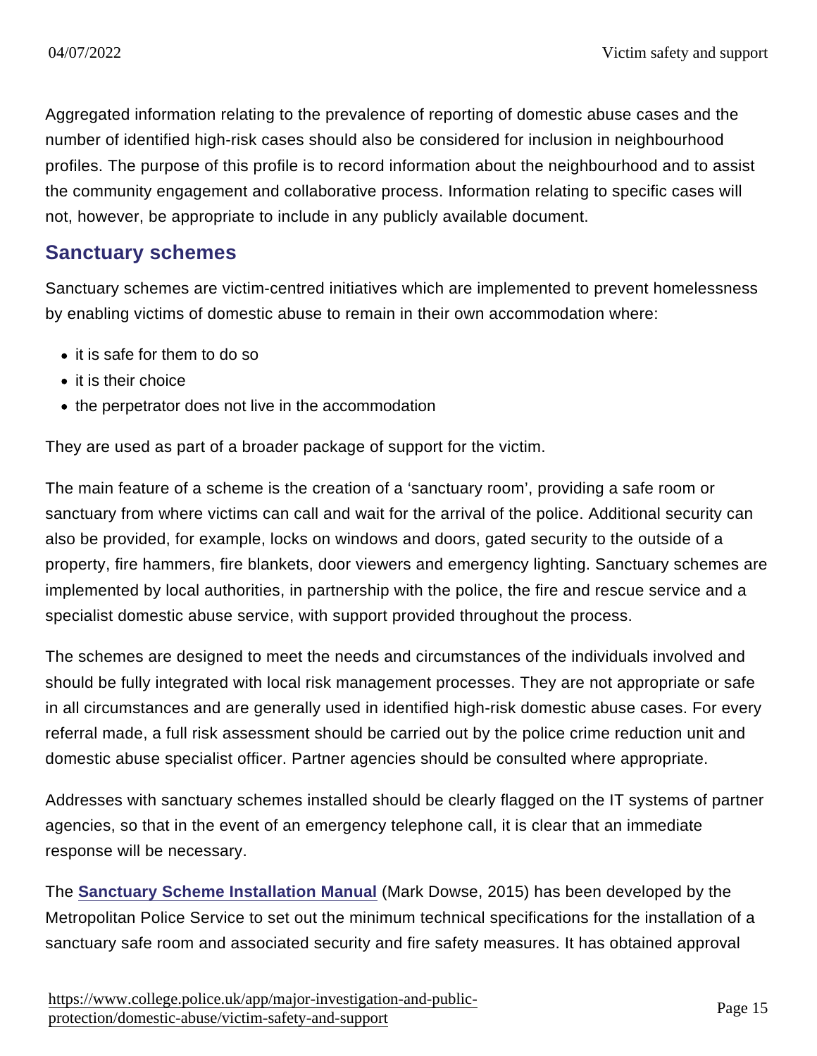Aggregated information relating to the prevalence of reporting of domestic abuse cases and the number of identified high-risk cases should also be considered for inclusion in neighbourhood profiles. The purpose of this profile is to record information about the neighbourhood and to assist the community engagement and collaborative process. Information relating to specific cases will not, however, be appropriate to include in any publicly available document.

## Sanctuary schemes

Sanctuary schemes are victim-centred initiatives which are implemented to prevent homelessness by enabling victims of domestic abuse to remain in their own accommodation where:

- it is safe for them to do so
- it is their choice
- the perpetrator does not live in the accommodation

They are used as part of a broader package of support for the victim.

The main feature of a scheme is the creation of a 'sanctuary room', providing a safe room or sanctuary from where victims can call and wait for the arrival of the police. Additional security can also be provided, for example, locks on windows and doors, gated security to the outside of a property, fire hammers, fire blankets, door viewers and emergency lighting. Sanctuary schemes are implemented by local authorities, in partnership with the police, the fire and rescue service and a specialist domestic abuse service, with support provided throughout the process.

The schemes are designed to meet the needs and circumstances of the individuals involved and should be fully integrated with local risk management processes. They are not appropriate or safe in all circumstances and are generally used in identified high-risk domestic abuse cases. For every referral made, a full risk assessment should be carried out by the police crime reduction unit and domestic abuse specialist officer. Partner agencies should be consulted where appropriate.

Addresses with sanctuary schemes installed should be clearly flagged on the IT systems of partner agencies, so that in the event of an emergency telephone call, it is clear that an immediate response will be necessary.

The **Sanctuary Scheme Installation Manual** (Mark Dowse, 2015) has been developed by the Metropolitan Police Service to set out the minimum technical specifications for the installation of a sanctuary safe room and associated security and fire safety measures. It has obtained approval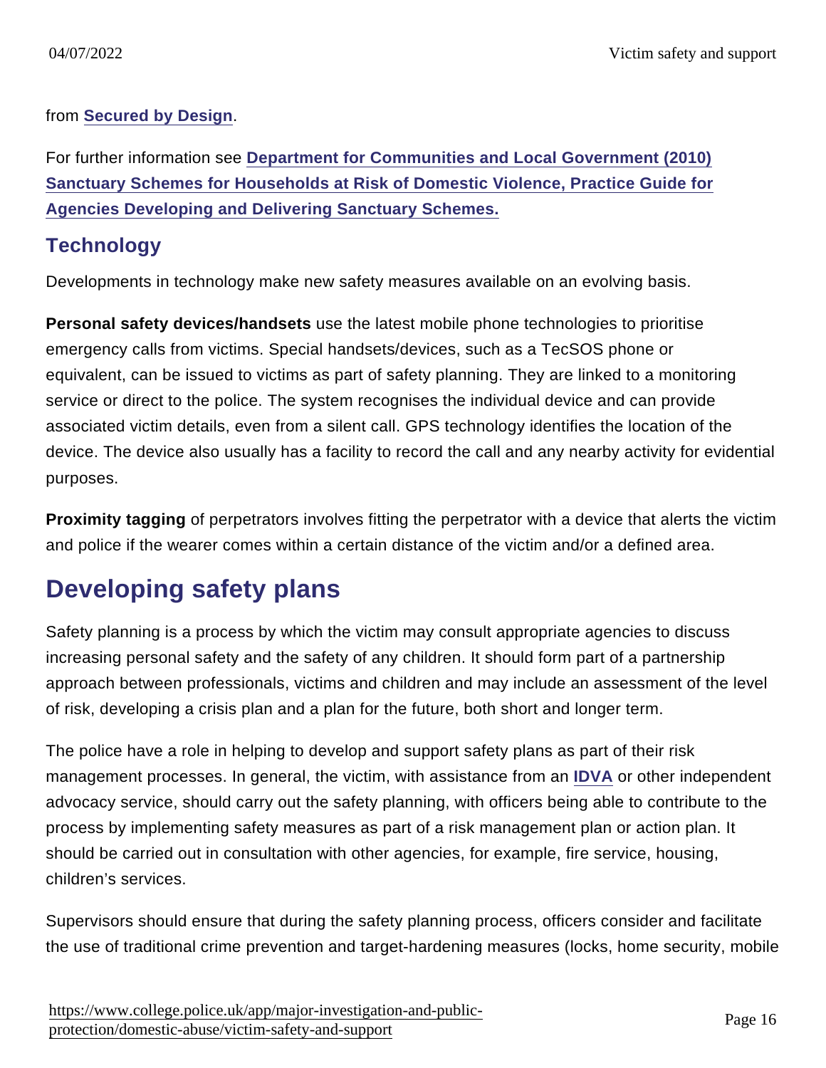from Secured by Design.

For further information see Department for Communities and Local Government (2010) Sanctuary Schemes for Households at Risk of Domestic Violence, Practice Guide for Agencies Developing and Delivering Sanctuary Schemes.

### Technology

Developments in technology make new safety measures available on an evolving basis.

**Personal safety devices/handsets** use the latest mobile phone technologies to prioritise emergency calls from victims. Special handsets/devices, such as a TecSOS phone or equivalent, can be issued to victims as part of safety planning. They are linked to a monitoring service or direct to the police. The system recognises the individual device and can provide associated victim details, even from a silent call. GPS technology identifies the location of the device. The device also usually has a facility to record the call and any nearby activity for evidential purposes.

**Proximity tagging** of perpetrators involves fitting the perpetrator with a device that alerts the victim and police if the wearer comes within a certain distance of the victim and/or a defined area.

## Developing safety plans

Safety planning is a process by which the victim may consult appropriate agencies to discuss increasing personal safety and the safety of any children. It should form part of a partnership approach between professionals, victims and children and may include an assessment of the level of risk, developing a crisis plan and a plan for the future, both short and longer term.

The police have a role in helping to develop and support safety plans as part of their risk management processes. In general, the victim, with assistance from an IDVA or other independent advocacy service, should carry out the safety planning, with officers being able to contribute to the process by implementing safety measures as part of a risk management plan or action plan. It should be carried out in consultation with other agencies, for example, fire service, housing, children's services.

Supervisors should ensure that during the safety planning process, officers consider and facilitate the use of traditional crime prevention and target-hardening measures (locks, home security, mobile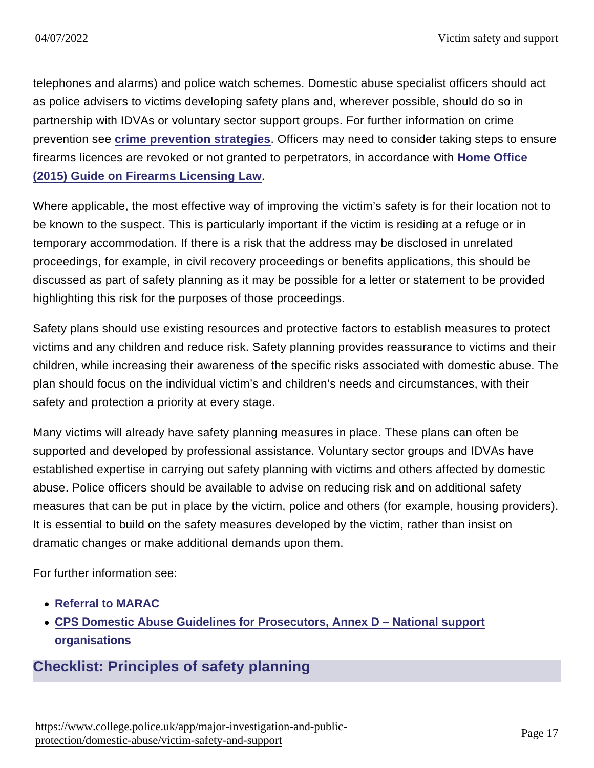telephones and alarms) and police watch schemes. Domestic abuse specialist officers should act as police advisers to victims developing safety plans and, wherever possible, should do so in partnership with IDVAs or voluntary sector support groups. For further information on crime prevention see **crime prevention strategies**. Officers may need to consider taking steps to ensure firearms licences are revoked or not granted to perpetrators, in accordance with **Home Office (2015) Guide on Firearms Licensing Law**.

Where applicable, the most effective way of improving the victim's safety is for their location not to be known to the suspect. This is particularly important if the victim is residing at a refuge or in temporary accommodation. If there is a risk that the address may be disclosed in unrelated proceedings, for example, in civil recovery proceedings or benefits applications, this should be discussed as part of safety planning as it may be possible for a letter or statement to be provided highlighting this risk for the purposes of those proceedings.

Safety plans should use existing resources and protective factors to establish measures to protect victims and any children and reduce risk. Safety planning provides reassurance to victims and their children, while increasing their awareness of the specific risks associated with domestic abuse. The plan should focus on the individual victim's and children's needs and circumstances, with their safety and protection a priority at every stage.

Many victims will already have safety planning measures in place. These plans can often be supported and developed by professional assistance. Voluntary sector groups and IDVAs have established expertise in carrying out safety planning with victims and others affected by domestic abuse. Police officers should be available to advise on reducing risk and on additional safety measures that can be put in place by the victim, police and others (for example, housing providers). It is essential to build on the safety measures developed by the victim, rather than insist on dramatic changes or make additional demands upon them.

For further information see:

- **Referral to MARAC**
- **CPS Domestic Abuse Guidelines for Prosecutors, Annex D – National support organisations**

## Checklist: Principles of safety planning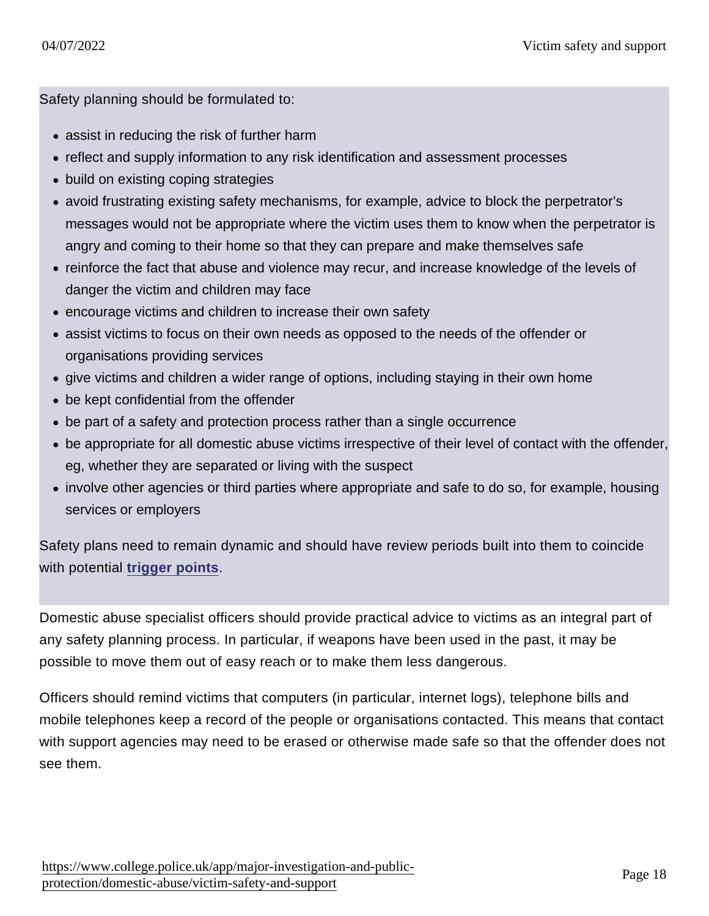Safety planning should be formulated to:

- assist in reducing the risk of further harm
- reflect and supply information to any risk identification and assessment processes
- build on existing coping strategies
- avoid frustrating existing safety mechanisms, for example, advice to block the perpetrator's messages would not be appropriate where the victim uses them to know when the perpetrator is angry and coming to their home so that they can prepare and make themselves safe
- reinforce the fact that abuse and violence may recur, and increase knowledge of the levels of danger the victim and children may face
- encourage victims and children to increase their own safety
- assist victims to focus on their own needs as opposed to the needs of the offender or organisations providing services
- give victims and children a wider range of options, including staying in their own home
- be kept confidential from the offender
- be part of a safety and protection process rather than a single occurrence
- be appropriate for all domestic abuse victims irrespective of their level of contact with the offender, eg, whether they are separated or living with the suspect
- involve other agencies or third parties where appropriate and safe to do so, for example, housing services or employers

Safety plans need to remain dynamic and should have review periods built into them to coincide with potential **trigger points**.

Domestic abuse specialist officers should provide practical advice to victims as an integral part of any safety planning process. In particular, if weapons have been used in the past, it may be possible to move them out of easy reach or to make them less dangerous.

Officers should remind victims that computers (in particular, internet logs), telephone bills and mobile telephones keep a record of the people or organisations contacted. This means that contact with support agencies may need to be erased or otherwise made safe so that the offender does not see them.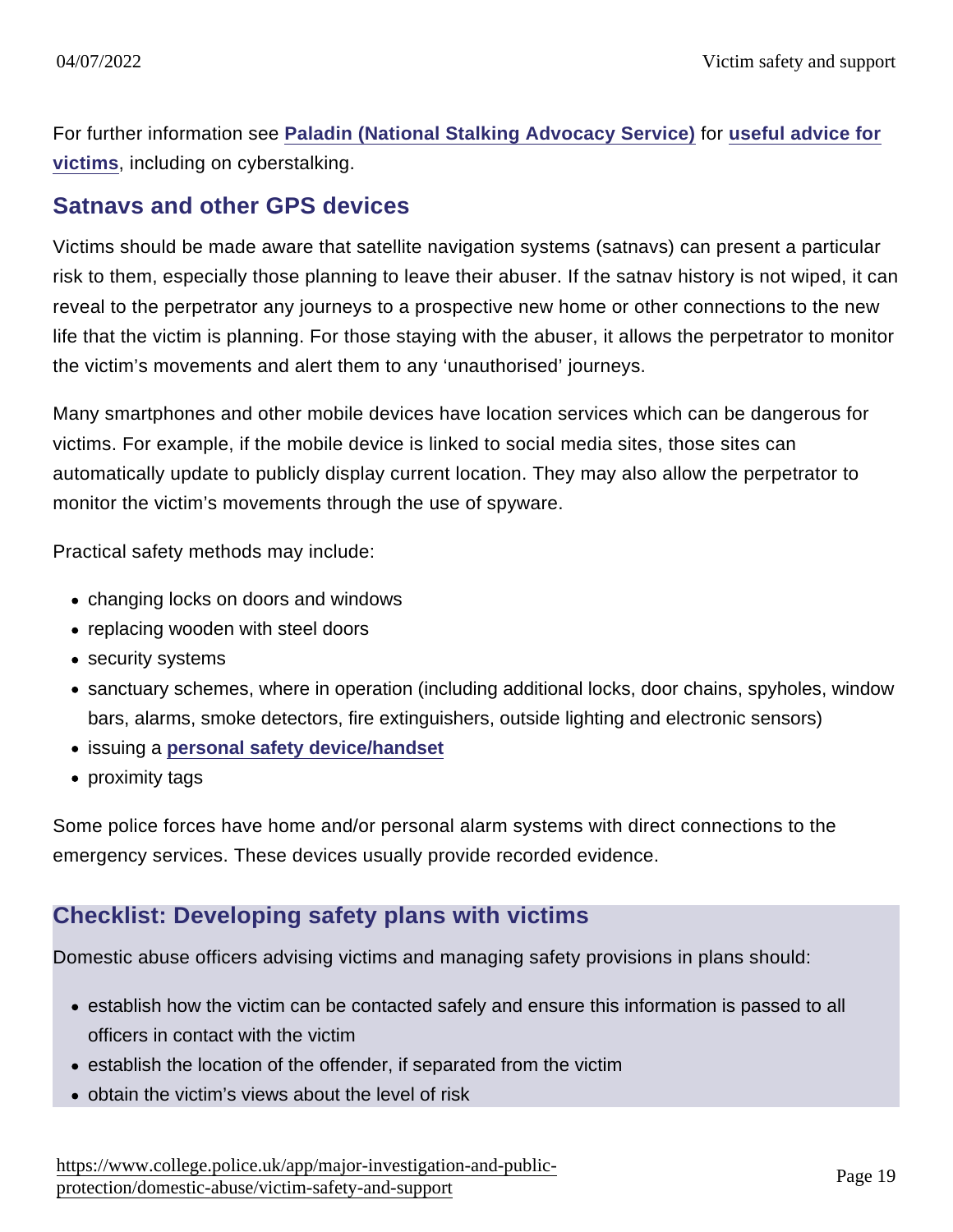For further information see Paladin (National Stalking Advocacy Service) for useful advice for victims, including on cyberstalking.

## Satnavs and other GPS devices

Victims should be made aware that satellite navigation systems (satnavs) can present a particular risk to them, especially those planning to leave their abuser. If the satnav history is not wiped, it can reveal to the perpetrator any journeys to a prospective new home or other connections to the new life that the victim is planning. For those staying with the abuser, it allows the perpetrator to monitor the victim's movements and alert them to any 'unauthorised' journeys.

Many smartphones and other mobile devices have location services which can be dangerous for victims. For example, if the mobile device is linked to social media sites, those sites can automatically update to publicly display current location. They may also allow the perpetrator to monitor the victim's movements through the use of spyware.

Practical safety methods may include:

- changing locks on doors and windows
- replacing wooden with steel doors
- security systems
- sanctuary schemes, where in operation (including additional locks, door chains, spyholes, window bars, alarms, smoke detectors, fire extinguishers, outside lighting and electronic sensors)
- issuing a personal safety device/handset
- proximity tags

Some police forces have home and/or personal alarm systems with direct connections to the emergency services. These devices usually provide recorded evidence.

## Checklist: Developing safety plans with victims

Domestic abuse officers advising victims and managing safety provisions in plans should:

- establish how the victim can be contacted safely and ensure this information is passed to all officers in contact with the victim
- establish the location of the offender, if separated from the victim
- obtain the victim's views about the level of risk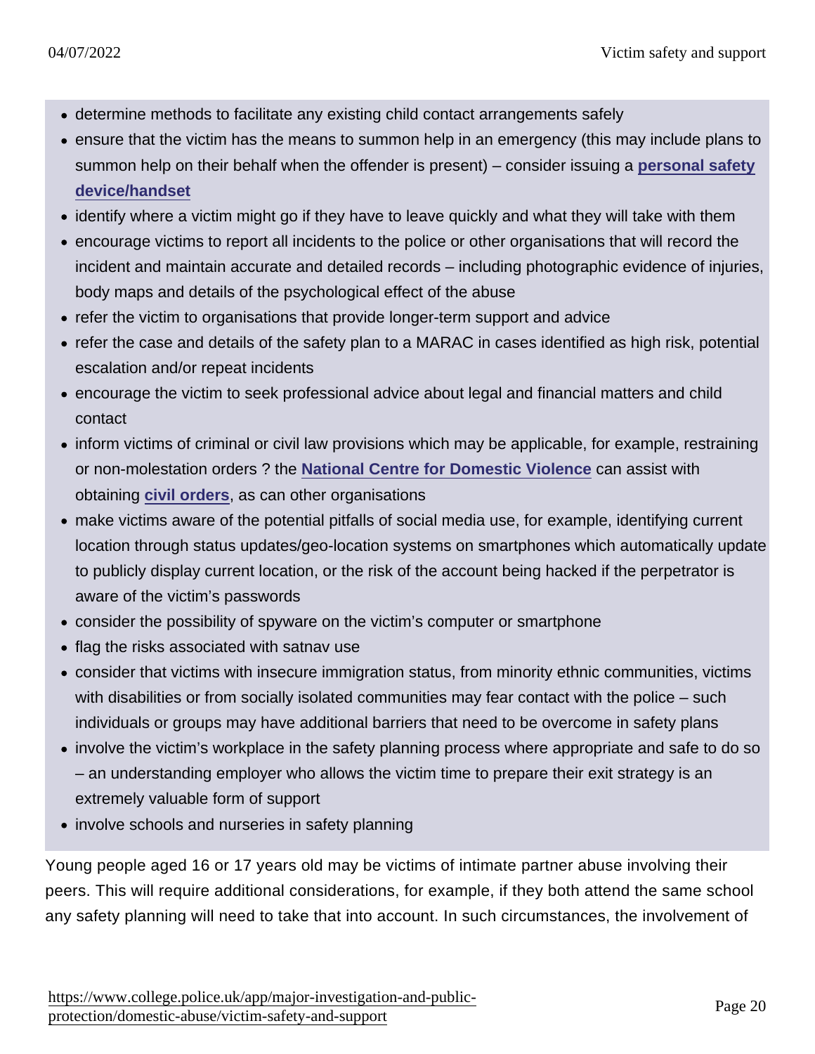- determine methods to facilitate any existing child contact arrangements safely
- ensure that the victim has the means to summon help in an emergency (this may include plans to summon help on their behalf when the offender is present) – consider issuing a **personal safety device/handset**
- identify where a victim might go if they have to leave quickly and what they will take with them
- encourage victims to report all incidents to the police or other organisations that will record the incident and maintain accurate and detailed records – including photographic evidence of injuries, body maps and details of the psychological effect of the abuse
- refer the victim to organisations that provide longer-term support and advice
- refer the case and details of the safety plan to a MARAC in cases identified as high risk, potential escalation and/or repeat incidents
- encourage the victim to seek professional advice about legal and financial matters and child contact
- inform victims of criminal or civil law provisions which may be applicable, for example, restraining or non-molestation orders ? the **National Centre for Domestic Violence** can assist with obtaining **civil orders**, as can other organisations
- make victims aware of the potential pitfalls of social media use, for example, identifying current location through status updates/geo-location systems on smartphones which automatically update to publicly display current location, or the risk of the account being hacked if the perpetrator is aware of the victim's passwords
- consider the possibility of spyware on the victim's computer or smartphone
- flag the risks associated with satnav use
- consider that victims with insecure immigration status, from minority ethnic communities, victims with disabilities or from socially isolated communities may fear contact with the police – such individuals or groups may have additional barriers that need to be overcome in safety plans
- involve the victim's workplace in the safety planning process where appropriate and safe to do so – an understanding employer who allows the victim time to prepare their exit strategy is an extremely valuable form of support
- involve schools and nurseries in safety planning

Young people aged 16 or 17 years old may be victims of intimate partner abuse involving their peers. This will require additional considerations, for example, if they both attend the same school any safety planning will need to take that into account. In such circumstances, the involvement of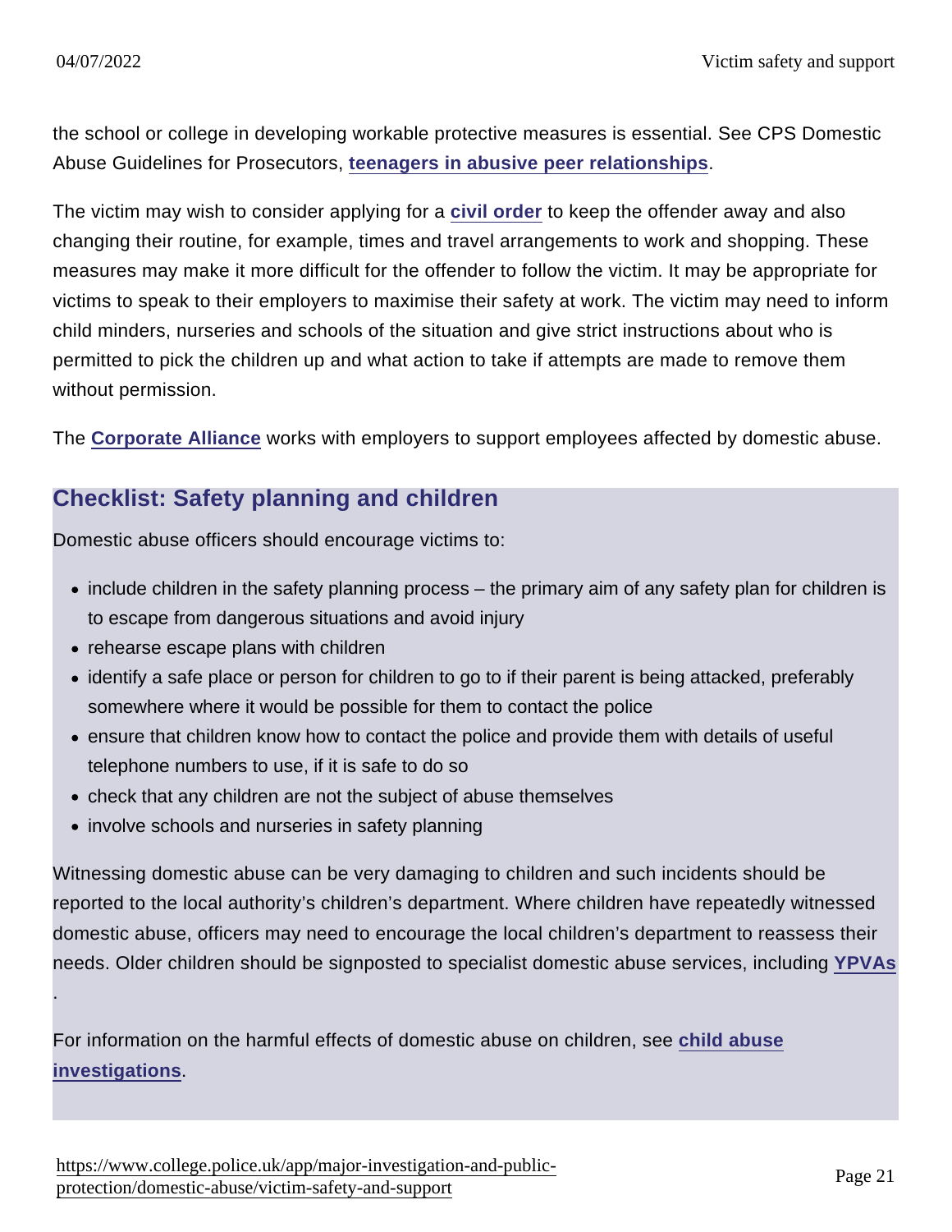the school or college in developing workable protective measures is essential. See CPS Domestic Abuse Guidelines for Prosecutors, teenagers in abusive peer relationships.

The victim may wish to consider applying for a civil order to keep the offender away and also changing their routine, for example, times and travel arrangements to work and shopping. These measures may make it more difficult for the offender to follow the victim. It may be appropriate for victims to speak to their employers to maximise their safety at work. The victim may need to inform child minders, nurseries and schools of the situation and give strict instructions about who is permitted to pick the children up and what action to take if attempts are made to remove them without permission.

The Corporate Alliance works with employers to support employees affected by domestic abuse.

## Checklist: Safety planning and children

Domestic abuse officers should encourage victims to:

- include children in the safety planning process – the primary aim of any safety plan for children is to escape from dangerous situations and avoid injury
- rehearse escape plans with children
- identify a safe place or person for children to go to if their parent is being attacked, preferably somewhere where it would be possible for them to contact the police
- ensure that children know how to contact the police and provide them with details of useful telephone numbers to use, if it is safe to do so
- check that any children are not the subject of abuse themselves
- involve schools and nurseries in safety planning

Witnessing domestic abuse can be very damaging to children and such incidents should be reported to the local authority's children's department. Where children have repeatedly witnessed domestic abuse, officers may need to encourage the local children's department to reassess their needs. Older children should be signposted to specialist domestic abuse services, including YPVAs.

For information on the harmful effects of domestic abuse on children, see child abuse investigations.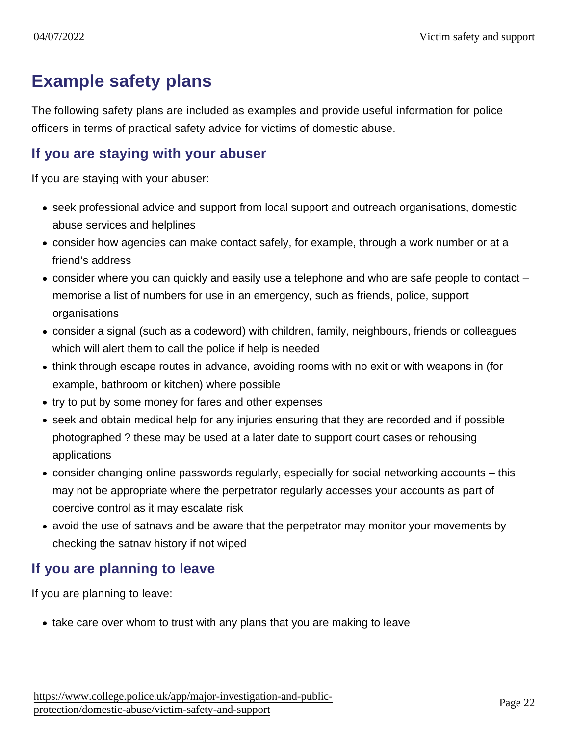## Example safety plans

The following safety plans are included as examples and provide useful information for police officers in terms of practical safety advice for victims of domestic abuse.

### If you are staying with your abuser

If you are staying with your abuser:

- seek professional advice and support from local support and outreach organisations, domestic abuse services and helplines
- consider how agencies can make contact safely, for example, through a work number or at a friend's address
- consider where you can quickly and easily use a telephone and who are safe people to contact – memorise a list of numbers for use in an emergency, such as friends, police, support organisations
- consider a signal (such as a codeword) with children, family, neighbours, friends or colleagues which will alert them to call the police if help is needed
- think through escape routes in advance, avoiding rooms with no exit or with weapons in (for example, bathroom or kitchen) where possible
- try to put by some money for fares and other expenses
- seek and obtain medical help for any injuries ensuring that they are recorded and if possible photographed ? these may be used at a later date to support court cases or rehousing applications
- consider changing online passwords regularly, especially for social networking accounts – this may not be appropriate where the perpetrator regularly accesses your accounts as part of coercive control as it may escalate risk
- avoid the use of satnavs and be aware that the perpetrator may monitor your movements by checking the satnav history if not wiped

### If you are planning to leave

If you are planning to leave:

- take care over whom to trust with any plans that you are making to leave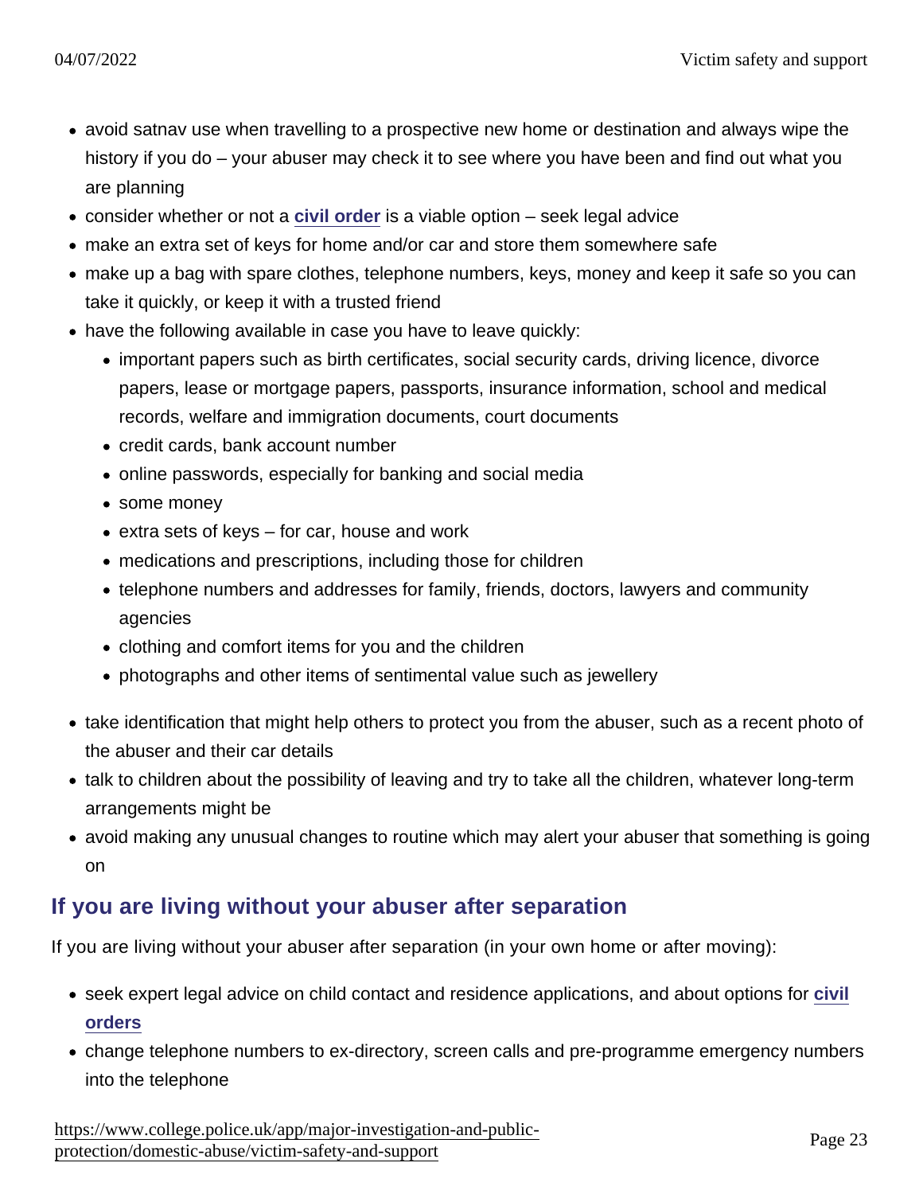- avoid satnav use when travelling to a prospective new home or destination and always wipe the history if you do – your abuser may check it to see where you have been and find out what you are planning
- consider whether or not a civil order is a viable option – seek legal advice
- make an extra set of keys for home and/or car and store them somewhere safe
- make up a bag with spare clothes, telephone numbers, keys, money and keep it safe so you can take it quickly, or keep it with a trusted friend
- have the following available in case you have to leave quickly:
  - important papers such as birth certificates, social security cards, driving licence, divorce papers, lease or mortgage papers, passports, insurance information, school and medical records, welfare and immigration documents, court documents
  - credit cards, bank account number
  - online passwords, especially for banking and social media
  - some money
  - extra sets of keys – for car, house and work
  - medications and prescriptions, including those for children
  - telephone numbers and addresses for family, friends, doctors, lawyers and community agencies
  - clothing and comfort items for you and the children
  - photographs and other items of sentimental value such as jewellery
- take identification that might help others to protect you from the abuser, such as a recent photo of the abuser and their car details
- talk to children about the possibility of leaving and try to take all the children, whatever long-term arrangements might be
- avoid making any unusual changes to routine which may alert your abuser that something is going on

## If you are living without your abuser after separation

If you are living without your abuser after separation (in your own home or after moving):

- seek expert legal advice on child contact and residence applications, and about options for civil orders
- change telephone numbers to ex-directory, screen calls and pre-programme emergency numbers into the telephone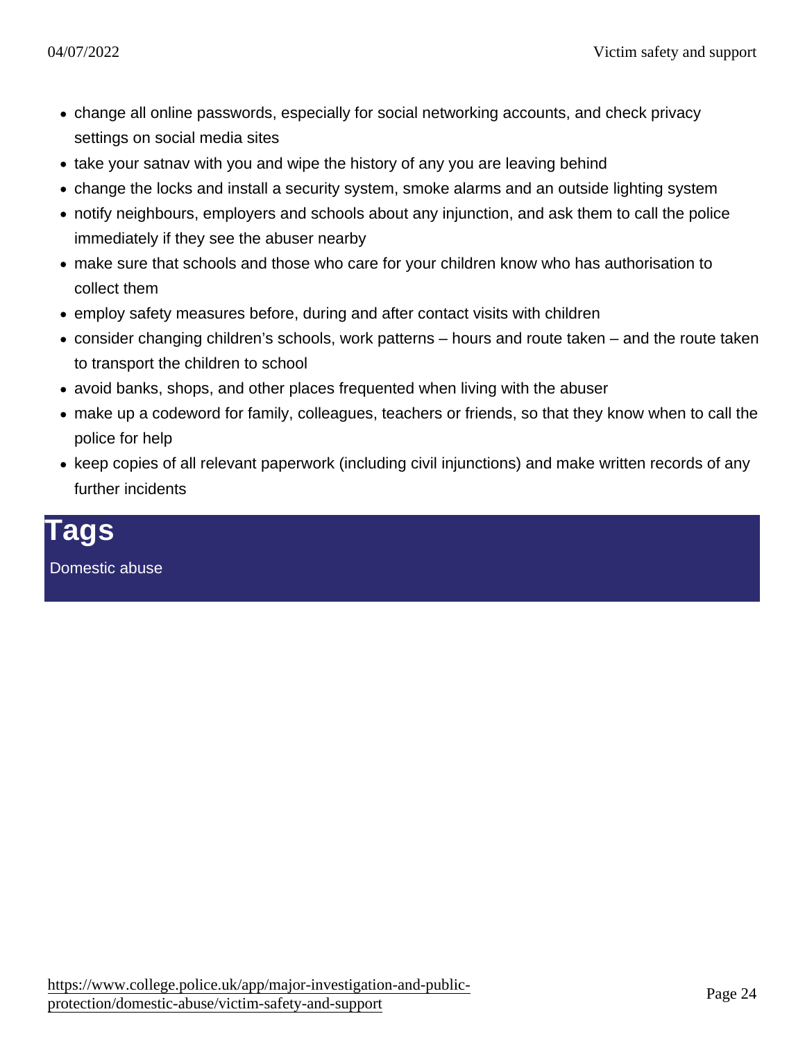- change all online passwords, especially for social networking accounts, and check privacy settings on social media sites
- take your satnav with you and wipe the history of any you are leaving behind
- change the locks and install a security system, smoke alarms and an outside lighting system
- notify neighbours, employers and schools about any injunction, and ask them to call the police immediately if they see the abuser nearby
- make sure that schools and those who care for your children know who has authorisation to collect them
- employ safety measures before, during and after contact visits with children
- consider changing children's schools, work patterns – hours and route taken – and the route taken to transport the children to school
- avoid banks, shops, and other places frequented when living with the abuser
- make up a codeword for family, colleagues, teachers or friends, so that they know when to call the police for help
- keep copies of all relevant paperwork (including civil injunctions) and make written records of any further incidents

# Tags

Domestic abuse